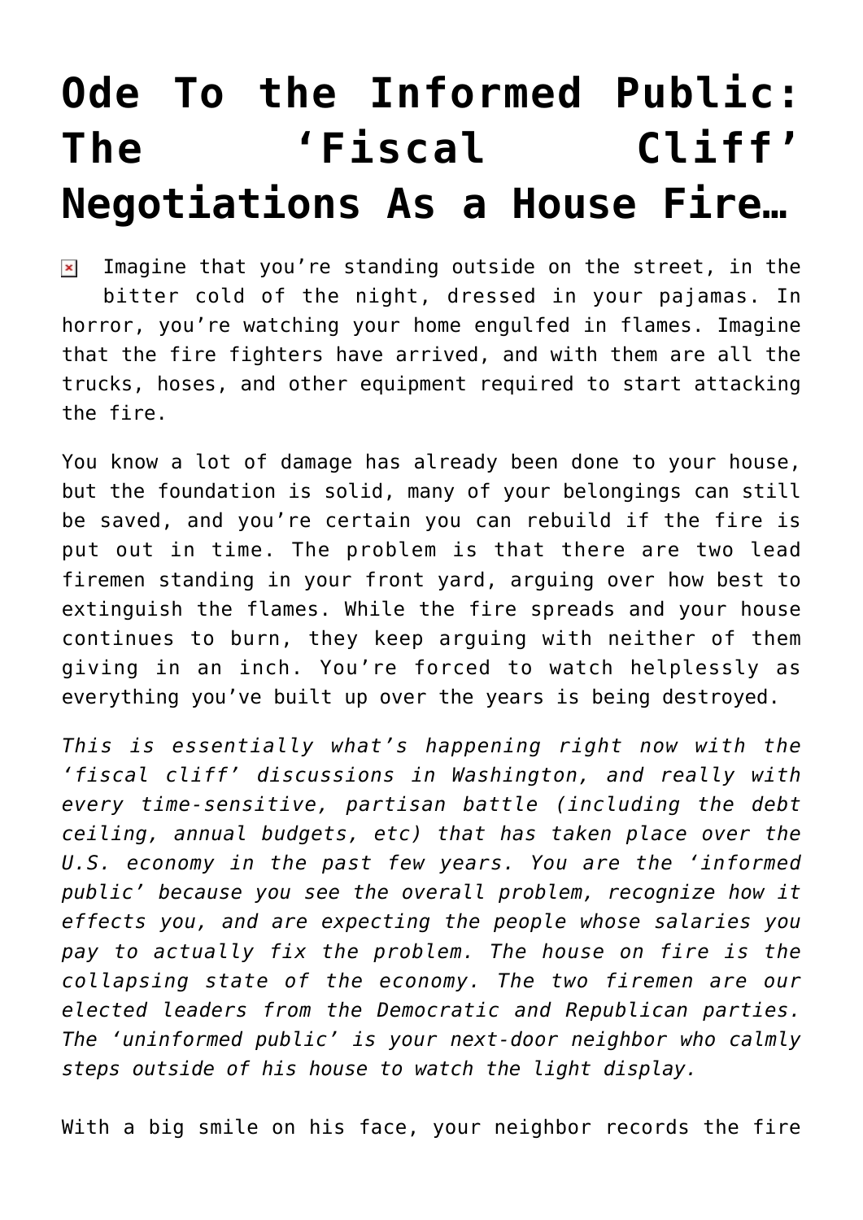# Ode To the Informed Public: The 'Fiscal Cliff' Negotiations As a House Fire…

Imagine that you're standing outside on the street, in the bitter cold of the night, dressed in your pajamas. In horror, you're watching your home engulfed in flames. Imagine that the fire fighters have arrived, and with them are all the trucks, hoses, and other equipment required to start attacking the fire.

You know a lot of damage has already been done to your house, but the foundation is solid, many of your belongings can still be saved, and you're certain you can rebuild if the fire is put out in time. The problem is that there are two lead firemen standing in your front yard, arguing over how best to extinguish the flames. While the fire spreads and your house continues to burn, they keep arguing with neither of them giving in an inch. You're forced to watch helplessly as everything you've built up over the years is being destroyed.

*This is essentially what's happening right now with the 'fiscal cliff' discussions in Washington, and really with every time-sensitive, partisan battle (including the debt ceiling, annual budgets, etc) that has taken place over the U.S. economy in the past few years. You are the 'informed public' because you see the overall problem, recognize how it effects you, and are expecting the people whose salaries you pay to actually fix the problem. The house on fire is the collapsing state of the economy. The two firemen are our elected leaders from the Democratic and Republican parties. The 'uninformed public' is your next-door neighbor who calmly steps outside of his house to watch the light display.*

With a big smile on his face, your neighbor records the fire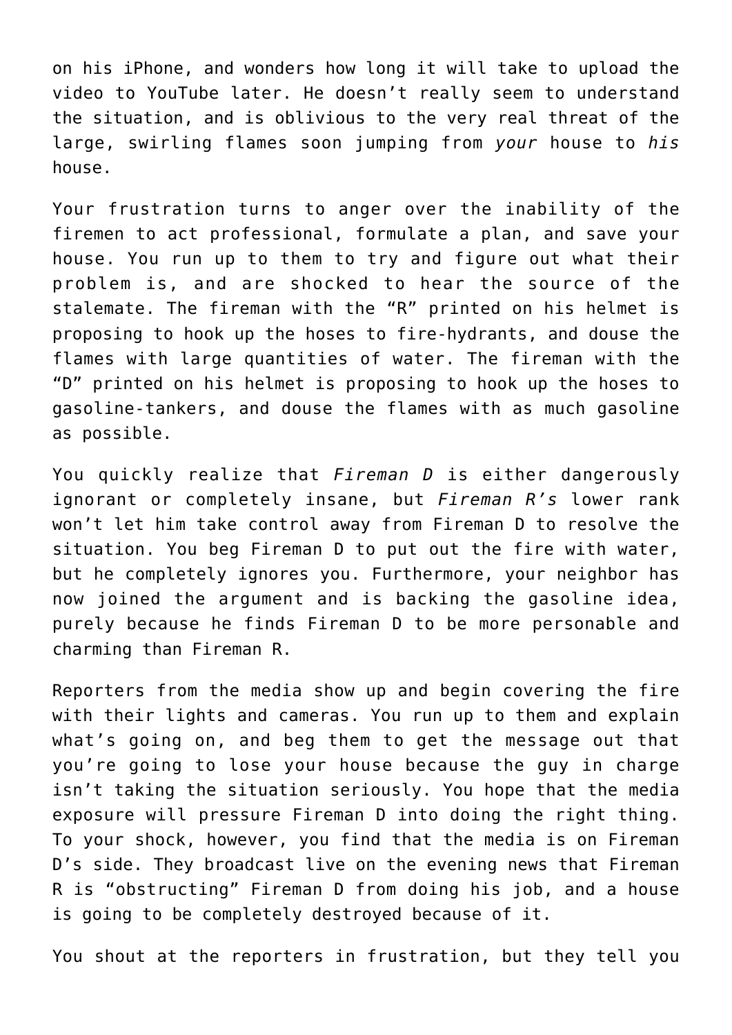on his iPhone, and wonders how long it will take to upload the video to YouTube later. He doesn't really seem to understand the situation, and is oblivious to the very real threat of the large, swirling flames soon jumping from *your* house to *his* house.

Your frustration turns to anger over the inability of the firemen to act professional, formulate a plan, and save your house. You run up to them to try and figure out what their problem is, and are shocked to hear the source of the stalemate. The fireman with the "R" printed on his helmet is proposing to hook up the hoses to fire-hydrants, and douse the flames with large quantities of water. The fireman with the "D" printed on his helmet is proposing to hook up the hoses to gasoline-tankers, and douse the flames with as much gasoline as possible.

You quickly realize that *Fireman D* is either dangerously ignorant or completely insane, but *Fireman R's* lower rank won't let him take control away from Fireman D to resolve the situation. You beg Fireman D to put out the fire with water, but he completely ignores you. Furthermore, your neighbor has now joined the argument and is backing the gasoline idea, purely because he finds Fireman D to be more personable and charming than Fireman R.

Reporters from the media show up and begin covering the fire with their lights and cameras. You run up to them and explain what's going on, and beg them to get the message out that you're going to lose your house because the guy in charge isn't taking the situation seriously. You hope that the media exposure will pressure Fireman D into doing the right thing. To your shock, however, you find that the media is on Fireman D's side. They broadcast live on the evening news that Fireman R is "obstructing" Fireman D from doing his job, and a house is going to be completely destroyed because of it.

You shout at the reporters in frustration, but they tell you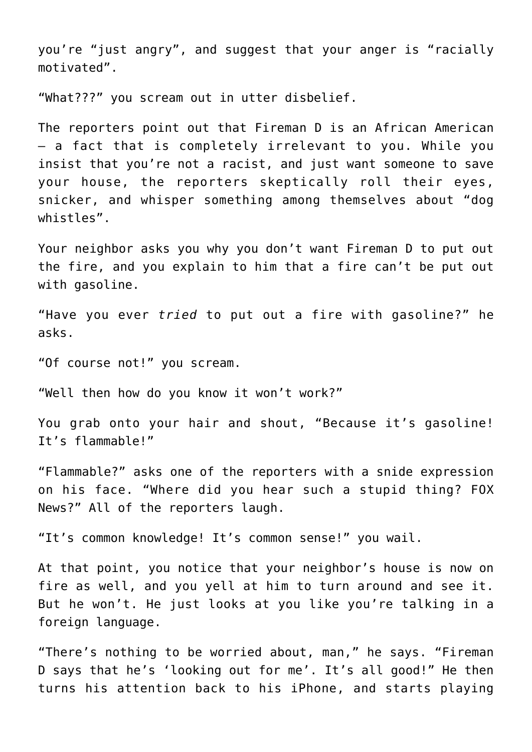you're "just angry", and suggest that your anger is "racially motivated".

"What???" you scream out in utter disbelief.

The reporters point out that Fireman D is an African American – a fact that is completely irrelevant to you. While you insist that you're not a racist, and just want someone to save your house, the reporters skeptically roll their eyes, snicker, and whisper something among themselves about "dog whistles".

Your neighbor asks you why you don't want Fireman D to put out the fire, and you explain to him that a fire can't be put out with gasoline.

"Have you ever *tried* to put out a fire with gasoline?" he asks.

"Of course not!" you scream.

"Well then how do you know it won't work?"

You grab onto your hair and shout, "Because it's gasoline! It's flammable!"

"Flammable?" asks one of the reporters with a snide expression on his face. "Where did you hear such a stupid thing? FOX News?" All of the reporters laugh.

"It's common knowledge! It's common sense!" you wail.

At that point, you notice that your neighbor's house is now on fire as well, and you yell at him to turn around and see it. But he won't. He just looks at you like you're talking in a foreign language.

"There's nothing to be worried about, man," he says. "Fireman D says that he's 'looking out for me'. It's all good!" He then turns his attention back to his iPhone, and starts playing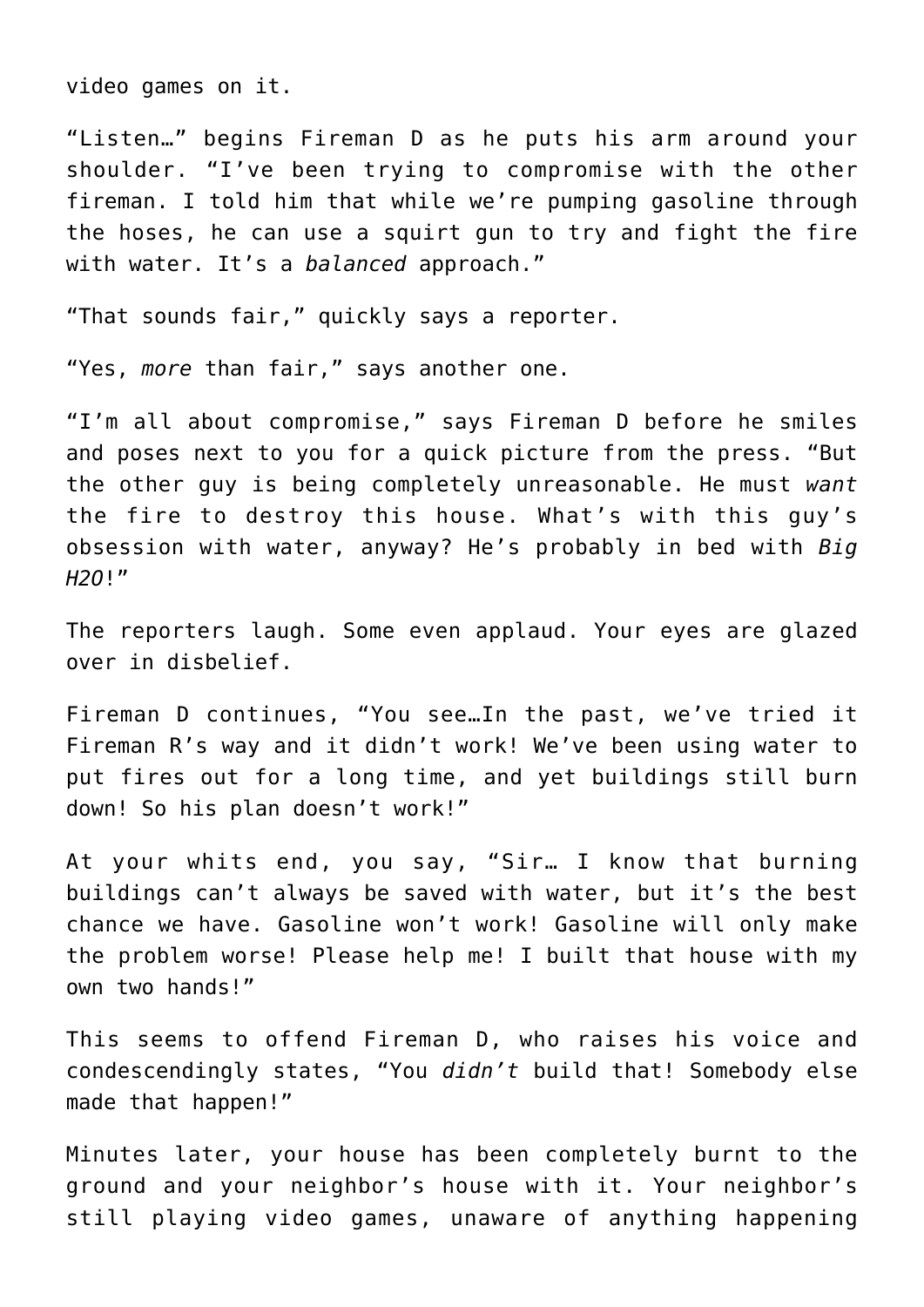video games on it.

"Listen…" begins Fireman D as he puts his arm around your shoulder. "I've been trying to compromise with the other fireman. I told him that while we're pumping gasoline through the hoses, he can use a squirt gun to try and fight the fire with water. It's a *balanced* approach."

"That sounds fair," quickly says a reporter.

"Yes, *more* than fair," says another one.

"I'm all about compromise," says Fireman D before he smiles and poses next to you for a quick picture from the press. "But the other guy is being completely unreasonable. He must *want* the fire to destroy this house. What's with this guy's obsession with water, anyway? He's probably in bed with *Big H2O*!"

The reporters laugh. Some even applaud. Your eyes are glazed over in disbelief.

Fireman D continues, "You see…In the past, we've tried it Fireman R's way and it didn't work! We've been using water to put fires out for a long time, and yet buildings still burn down! So his plan doesn't work!"

At your whits end, you say, "Sir… I know that burning buildings can't always be saved with water, but it's the best chance we have. Gasoline won't work! Gasoline will only make the problem worse! Please help me! I built that house with my own two hands!"

This seems to offend Fireman D, who raises his voice and condescendingly states, "You *didn't* build that! Somebody else made that happen!"

Minutes later, your house has been completely burnt to the ground and your neighbor's house with it. Your neighbor's still playing video games, unaware of anything happening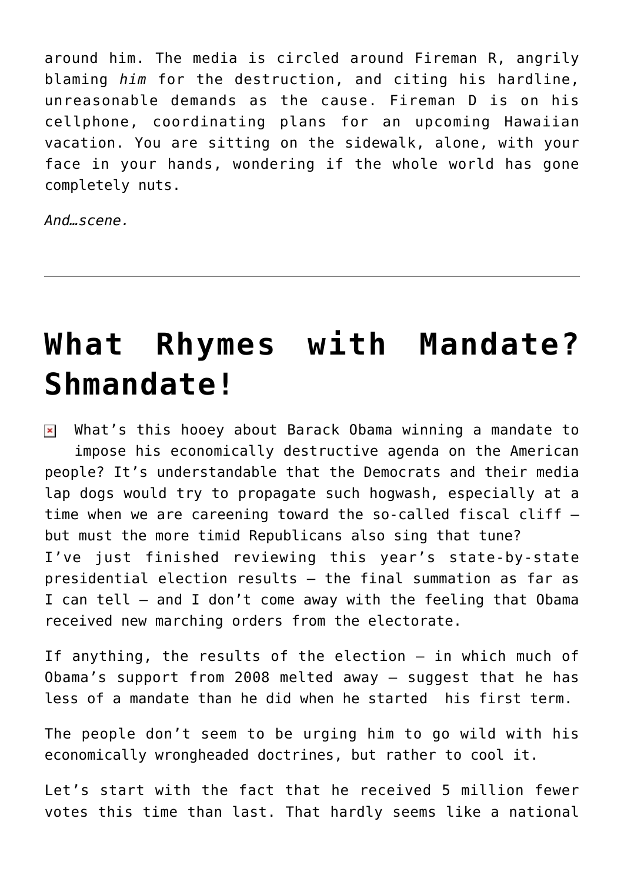around him. The media is circled around Fireman R, angrily blaming *him* for the destruction, and citing his hardline, unreasonable demands as the cause. Fireman D is on his cellphone, coordinating plans for an upcoming Hawaiian vacation. You are sitting on the sidewalk, alone, with your face in your hands, wondering if the whole world has gone completely nuts.

*And…scene.*

---

# What Rhymes with Mandate? Shmandate!

What's this hooey about Barack Obama winning a mandate to impose his economically destructive agenda on the American people? It's understandable that the Democrats and their media lap dogs would try to propagate such hogwash, especially at a time when we are careening toward the so-called fiscal cliff – but must the more timid Republicans also sing that tune?
I've just finished reviewing this year's state-by-state presidential election results – the final summation as far as I can tell – and I don't come away with the feeling that Obama received new marching orders from the electorate.

If anything, the results of the election – in which much of Obama's support from 2008 melted away – suggest that he has less of a mandate than he did when he started his first term.

The people don't seem to be urging him to go wild with his economically wrongheaded doctrines, but rather to cool it.

Let's start with the fact that he received 5 million fewer votes this time than last. That hardly seems like a national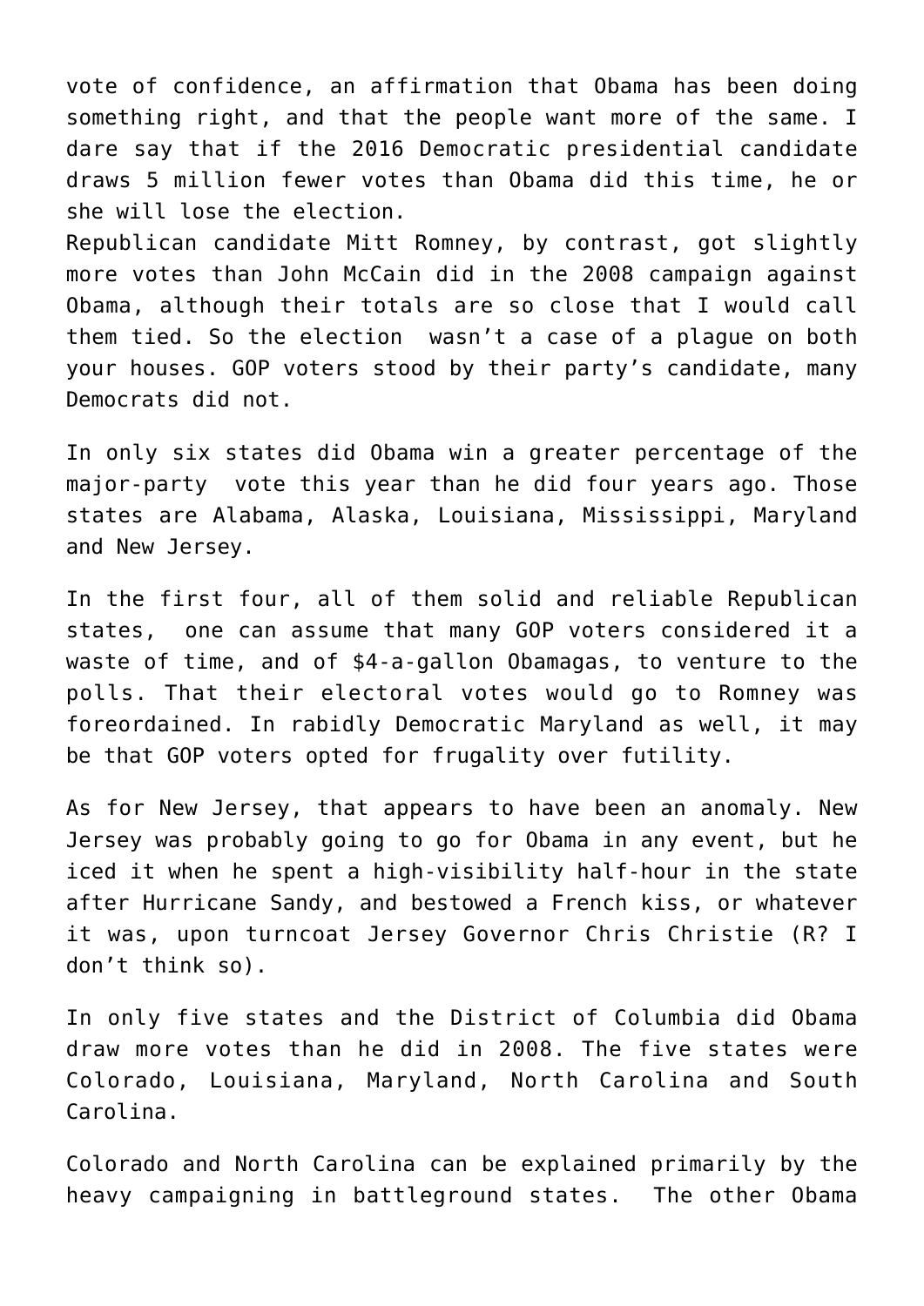vote of confidence, an affirmation that Obama has been doing something right, and that the people want more of the same. I dare say that if the 2016 Democratic presidential candidate draws 5 million fewer votes than Obama did this time, he or she will lose the election.
Republican candidate Mitt Romney, by contrast, got slightly more votes than John McCain did in the 2008 campaign against Obama, although their totals are so close that I would call them tied. So the election wasn't a case of a plague on both your houses. GOP voters stood by their party's candidate, many Democrats did not.

In only six states did Obama win a greater percentage of the major-party vote this year than he did four years ago. Those states are Alabama, Alaska, Louisiana, Mississippi, Maryland and New Jersey.

In the first four, all of them solid and reliable Republican states, one can assume that many GOP voters considered it a waste of time, and of $4-a-gallon Obamagas, to venture to the polls. That their electoral votes would go to Romney was foreordained. In rabidly Democratic Maryland as well, it may be that GOP voters opted for frugality over futility.

As for New Jersey, that appears to have been an anomaly. New Jersey was probably going to go for Obama in any event, but he iced it when he spent a high-visibility half-hour in the state after Hurricane Sandy, and bestowed a French kiss, or whatever it was, upon turncoat Jersey Governor Chris Christie (R? I don't think so).

In only five states and the District of Columbia did Obama draw more votes than he did in 2008. The five states were Colorado, Louisiana, Maryland, North Carolina and South Carolina.

Colorado and North Carolina can be explained primarily by the heavy campaigning in battleground states. The other Obama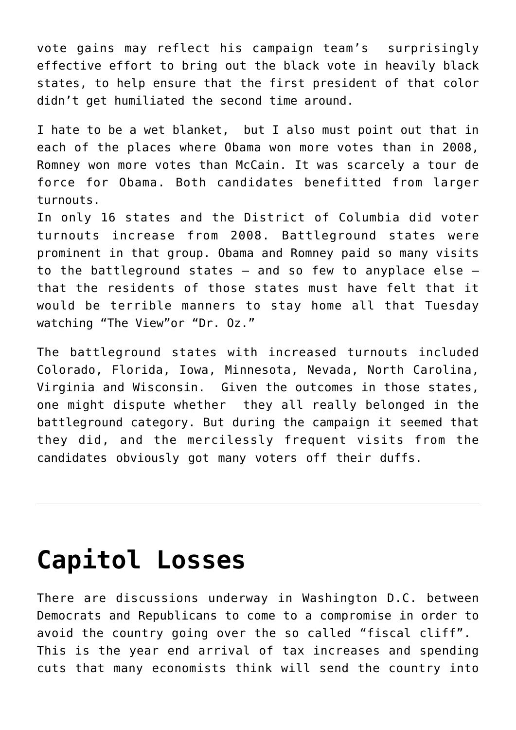vote gains may reflect his campaign team's surprisingly effective effort to bring out the black vote in heavily black states, to help ensure that the first president of that color didn't get humiliated the second time around.

I hate to be a wet blanket, but I also must point out that in each of the places where Obama won more votes than in 2008, Romney won more votes than McCain. It was scarcely a tour de force for Obama. Both candidates benefitted from larger turnouts.
In only 16 states and the District of Columbia did voter turnouts increase from 2008. Battleground states were prominent in that group. Obama and Romney paid so many visits to the battleground states – and so few to anyplace else – that the residents of those states must have felt that it would be terrible manners to stay home all that Tuesday watching "The View"or "Dr. Oz."

The battleground states with increased turnouts included Colorado, Florida, Iowa, Minnesota, Nevada, North Carolina, Virginia and Wisconsin. Given the outcomes in those states, one might dispute whether they all really belonged in the battleground category. But during the campaign it seemed that they did, and the mercilessly frequent visits from the candidates obviously got many voters off their duffs.

---

# Capitol Losses

There are discussions underway in Washington D.C. between Democrats and Republicans to come to a compromise in order to avoid the country going over the so called "fiscal cliff". This is the year end arrival of tax increases and spending cuts that many economists think will send the country into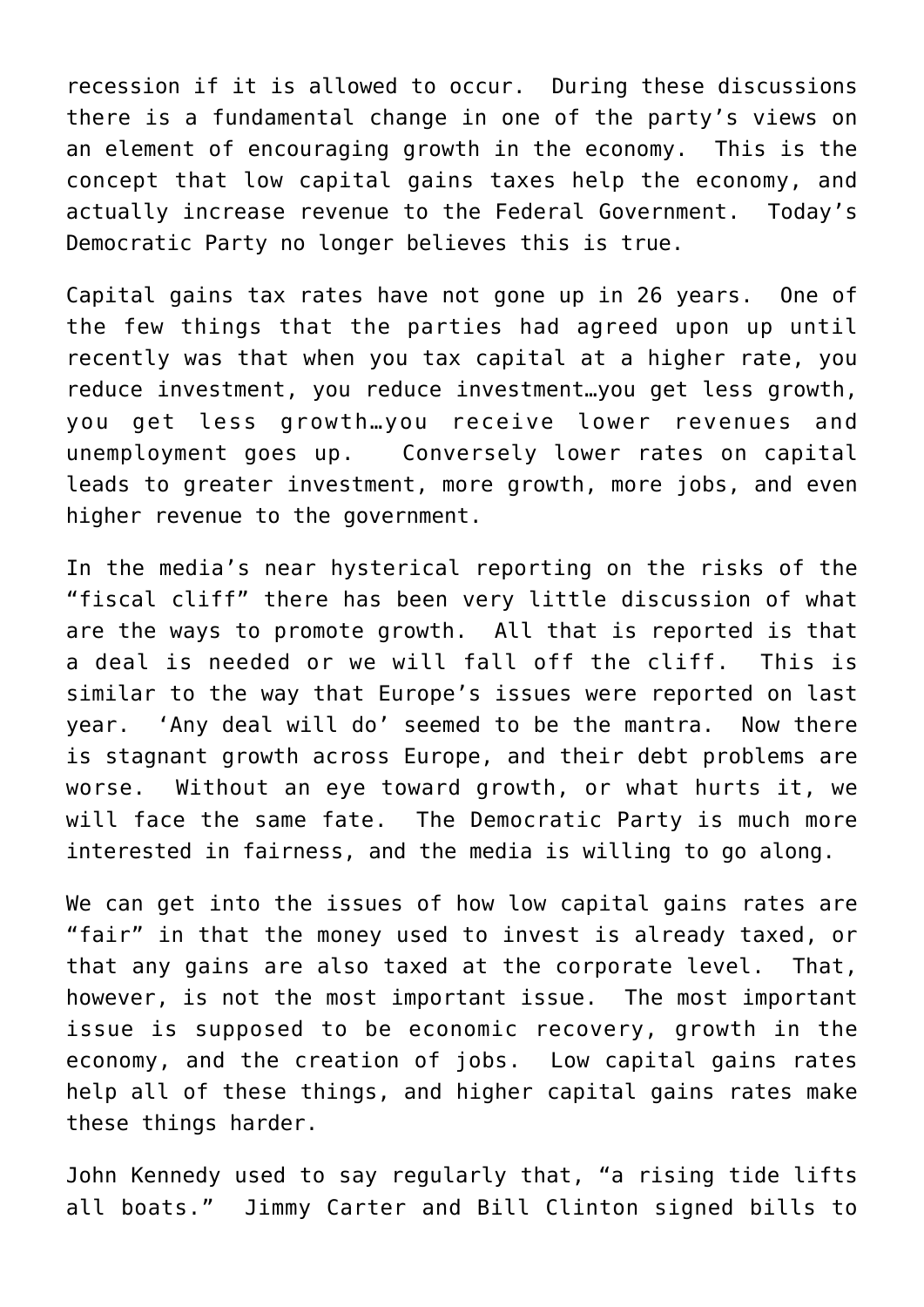recession if it is allowed to occur. During these discussions there is a fundamental change in one of the party's views on an element of encouraging growth in the economy. This is the concept that low capital gains taxes help the economy, and actually increase revenue to the Federal Government. Today's Democratic Party no longer believes this is true.

Capital gains tax rates have not gone up in 26 years. One of the few things that the parties had agreed upon up until recently was that when you tax capital at a higher rate, you reduce investment, you reduce investment…you get less growth, you get less growth…you receive lower revenues and unemployment goes up. Conversely lower rates on capital leads to greater investment, more growth, more jobs, and even higher revenue to the government.

In the media's near hysterical reporting on the risks of the "fiscal cliff" there has been very little discussion of what are the ways to promote growth. All that is reported is that a deal is needed or we will fall off the cliff. This is similar to the way that Europe's issues were reported on last year. 'Any deal will do' seemed to be the mantra. Now there is stagnant growth across Europe, and their debt problems are worse. Without an eye toward growth, or what hurts it, we will face the same fate. The Democratic Party is much more interested in fairness, and the media is willing to go along.

We can get into the issues of how low capital gains rates are "fair" in that the money used to invest is already taxed, or that any gains are also taxed at the corporate level. That, however, is not the most important issue. The most important issue is supposed to be economic recovery, growth in the economy, and the creation of jobs. Low capital gains rates help all of these things, and higher capital gains rates make these things harder.

John Kennedy used to say regularly that, "a rising tide lifts all boats." Jimmy Carter and Bill Clinton signed bills to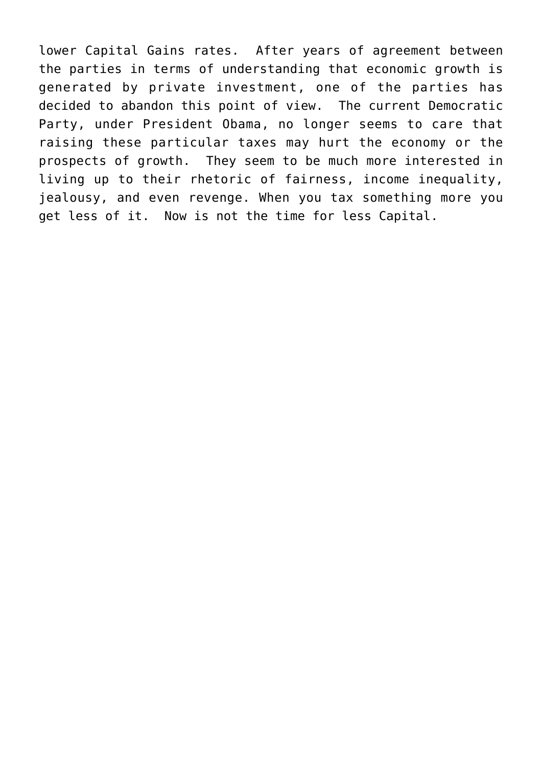lower Capital Gains rates. After years of agreement between the parties in terms of understanding that economic growth is generated by private investment, one of the parties has decided to abandon this point of view. The current Democratic Party, under President Obama, no longer seems to care that raising these particular taxes may hurt the economy or the prospects of growth. They seem to be much more interested in living up to their rhetoric of fairness, income inequality, jealousy, and even revenge. When you tax something more you get less of it. Now is not the time for less Capital.